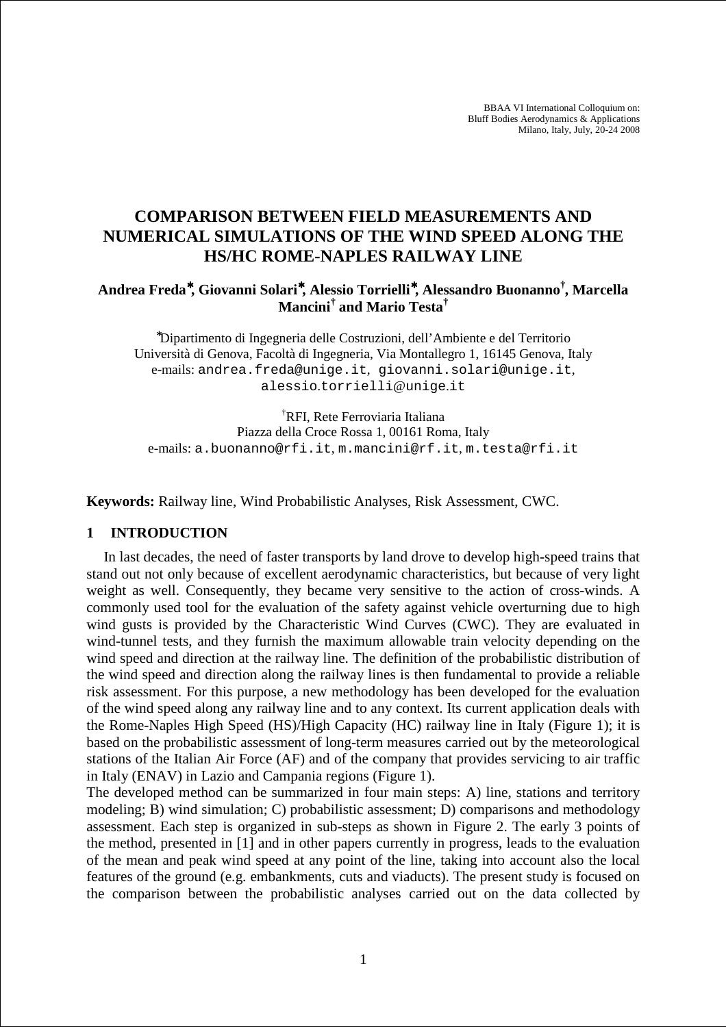BBAA VI International Colloquium on:
Bluff Bodies Aerodynamics & Applications
Milano, Italy, July, 20-24 2008

# COMPARISON BETWEEN FIELD MEASUREMENTS AND NUMERICAL SIMULATIONS OF THE WIND SPEED ALONG THE HS/HC ROME-NAPLES RAILWAY LINE

**Andrea Freda[*], Giovanni Solari[*], Alessio Torrielli[*], Alessandro Buonanno[†], Marcella Mancini[†] and Mario Testa[†]**

[*]Dipartimento di Ingegneria delle Costruzioni, dell'Ambiente e del Territorio
Università di Genova, Facoltà di Ingegneria, Via Montallegro 1, 16145 Genova, Italy
e-mails: andrea.freda@unige.it, giovanni.solari@unige.it, alessio.torrielli@unige.it

[†]RFI, Rete Ferroviaria Italiana
Piazza della Croce Rossa 1, 00161 Roma, Italy
e-mails: a.buonanno@rfi.it, m.mancini@rf.it, m.testa@rfi.it

**Keywords:** Railway line, Wind Probabilistic Analyses, Risk Assessment, CWC.

## 1 INTRODUCTION

In last decades, the need of faster transports by land drove to develop high-speed trains that stand out not only because of excellent aerodynamic characteristics, but because of very light weight as well. Consequently, they became very sensitive to the action of cross-winds. A commonly used tool for the evaluation of the safety against vehicle overturning due to high wind gusts is provided by the Characteristic Wind Curves (CWC). They are evaluated in wind-tunnel tests, and they furnish the maximum allowable train velocity depending on the wind speed and direction at the railway line. The definition of the probabilistic distribution of the wind speed and direction along the railway lines is then fundamental to provide a reliable risk assessment. For this purpose, a new methodology has been developed for the evaluation of the wind speed along any railway line and to any context. Its current application deals with the Rome-Naples High Speed (HS)/High Capacity (HC) railway line in Italy (Figure 1); it is based on the probabilistic assessment of long-term measures carried out by the meteorological stations of the Italian Air Force (AF) and of the company that provides servicing to air traffic in Italy (ENAV) in Lazio and Campania regions (Figure 1).

The developed method can be summarized in four main steps: A) line, stations and territory modeling; B) wind simulation; C) probabilistic assessment; D) comparisons and methodology assessment. Each step is organized in sub-steps as shown in Figure 2. The early 3 points of the method, presented in [1] and in other papers currently in progress, leads to the evaluation of the mean and peak wind speed at any point of the line, taking into account also the local features of the ground (e.g. embankments, cuts and viaducts). The present study is focused on the comparison between the probabilistic analyses carried out on the data collected by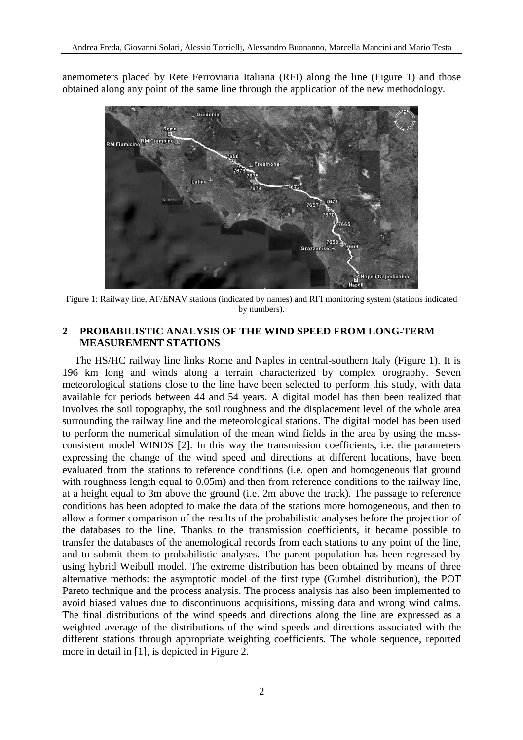anemometers placed by Rete Ferroviaria Italiana (RFI) along the line (Figure 1) and those obtained along any point of the same line through the application of the new methodology.

Figure 1: Railway line, AF/ENAV stations (indicated by names) and RFI monitoring system (stations indicated by numbers).

## 2 PROBABILISTIC ANALYSIS OF THE WIND SPEED FROM LONG-TERM MEASUREMENT STATIONS

The HS/HC railway line links Rome and Naples in central-southern Italy (Figure 1). It is 196 km long and winds along a terrain characterized by complex orography. Seven meteorological stations close to the line have been selected to perform this study, with data available for periods between 44 and 54 years. A digital model has then been realized that involves the soil topography, the soil roughness and the displacement level of the whole area surrounding the railway line and the meteorological stations. The digital model has been used to perform the numerical simulation of the mean wind fields in the area by using the mass-consistent model WINDS [2]. In this way the transmission coefficients, i.e. the parameters expressing the change of the wind speed and directions at different locations, have been evaluated from the stations to reference conditions (i.e. open and homogeneous flat ground with roughness length equal to 0.05m) and then from reference conditions to the railway line, at a height equal to 3m above the ground (i.e. 2m above the track). The passage to reference conditions has been adopted to make the data of the stations more homogeneous, and then to allow a former comparison of the results of the probabilistic analyses before the projection of the databases to the line. Thanks to the transmission coefficients, it became possible to transfer the databases of the anemological records from each stations to any point of the line, and to submit them to probabilistic analyses. The parent population has been regressed by using hybrid Weibull model. The extreme distribution has been obtained by means of three alternative methods: the asymptotic model of the first type (Gumbel distribution), the POT Pareto technique and the process analysis. The process analysis has also been implemented to avoid biased values due to discontinuous acquisitions, missing data and wrong wind calms. The final distributions of the wind speeds and directions along the line are expressed as a weighted average of the distributions of the wind speeds and directions associated with the different stations through appropriate weighting coefficients. The whole sequence, reported more in detail in [1], is depicted in Figure 2.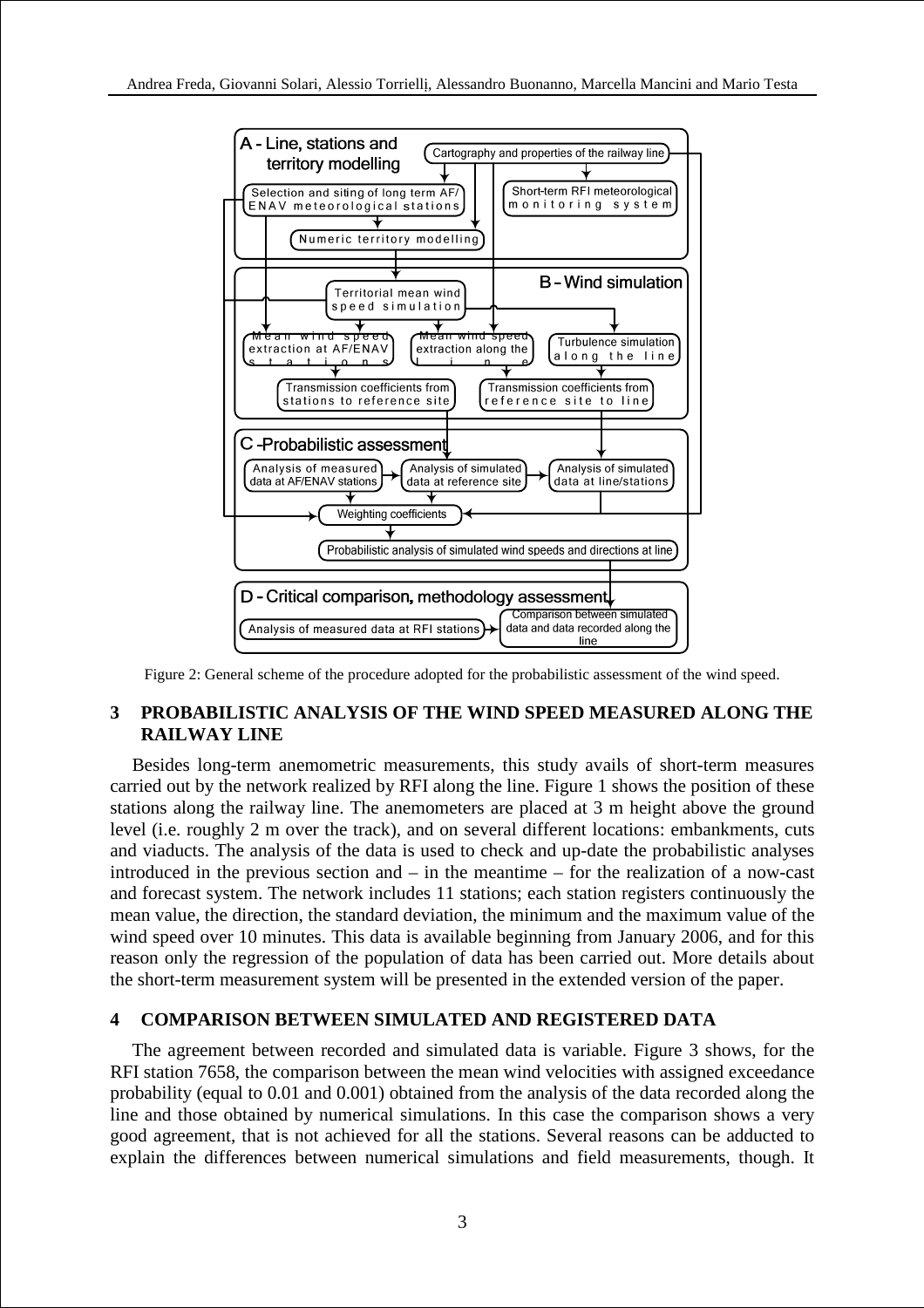Figure 2: General scheme of the procedure adopted for the probabilistic assessment of the wind speed.

## 3 PROBABILISTIC ANALYSIS OF THE WIND SPEED MEASURED ALONG THE RAILWAY LINE

Besides long-term anemometric measurements, this study avails of short-term measures carried out by the network realized by RFI along the line. Figure 1 shows the position of these stations along the railway line. The anemometers are placed at 3 m height above the ground level (i.e. roughly 2 m over the track), and on several different locations: embankments, cuts and viaducts. The analysis of the data is used to check and up-date the probabilistic analyses introduced in the previous section and – in the meantime – for the realization of a now-cast and forecast system. The network includes 11 stations; each station registers continuously the mean value, the direction, the standard deviation, the minimum and the maximum value of the wind speed over 10 minutes. This data is available beginning from January 2006, and for this reason only the regression of the population of data has been carried out. More details about the short-term measurement system will be presented in the extended version of the paper.

## 4 COMPARISON BETWEEN SIMULATED AND REGISTERED DATA

The agreement between recorded and simulated data is variable. Figure 3 shows, for the RFI station 7658, the comparison between the mean wind velocities with assigned exceedance probability (equal to 0.01 and 0.001) obtained from the analysis of the data recorded along the line and those obtained by numerical simulations. In this case the comparison shows a very good agreement, that is not achieved for all the stations. Several reasons can be adducted to explain the differences between numerical simulations and field measurements, though. It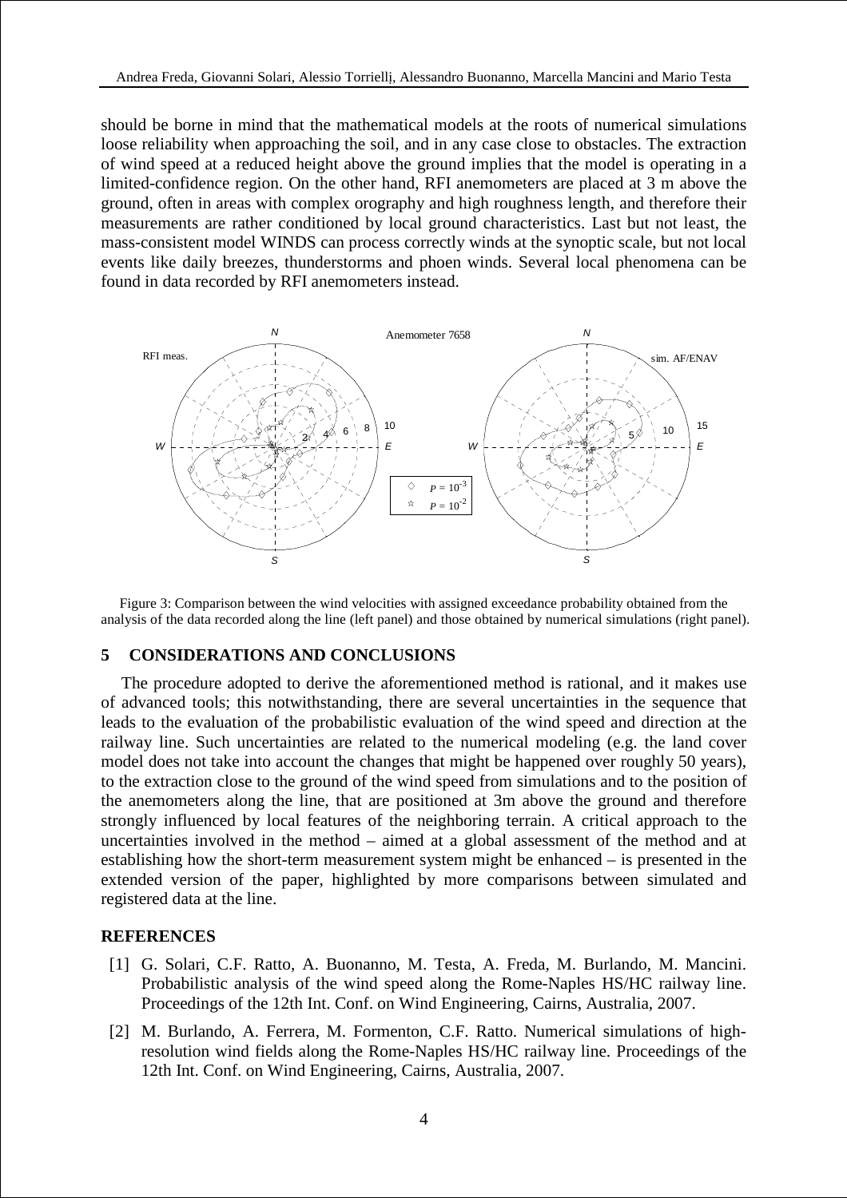should be borne in mind that the mathematical models at the roots of numerical simulations loose reliability when approaching the soil, and in any case close to obstacles. The extraction of wind speed at a reduced height above the ground implies that the model is operating in a limited-confidence region. On the other hand, RFI anemometers are placed at 3 m above the ground, often in areas with complex orography and high roughness length, and therefore their measurements are rather conditioned by local ground characteristics. Last but not least, the mass-consistent model WINDS can process correctly winds at the synoptic scale, but not local events like daily breezes, thunderstorms and phoen winds. Several local phenomena can be found in data recorded by RFI anemometers instead.

Anemometer 7658

RFI meas.

sim. AF/ENAV

N
S
W
E

2
4
6
8
10

5
10
15

$P = 10^{-3}$

$P = 10^{-2}$

Figure 3: Comparison between the wind velocities with assigned exceedance probability obtained from the analysis of the data recorded along the line (left panel) and those obtained by numerical simulations (right panel).

## 5 CONSIDERATIONS AND CONCLUSIONS

The procedure adopted to derive the aforementioned method is rational, and it makes use of advanced tools; this notwithstanding, there are several uncertainties in the sequence that leads to the evaluation of the probabilistic evaluation of the wind speed and direction at the railway line. Such uncertainties are related to the numerical modeling (e.g. the land cover model does not take into account the changes that might be happened over roughly 50 years), to the extraction close to the ground of the wind speed from simulations and to the position of the anemometers along the line, that are positioned at 3m above the ground and therefore strongly influenced by local features of the neighboring terrain. A critical approach to the uncertainties involved in the method – aimed at a global assessment of the method and at establishing how the short-term measurement system might be enhanced – is presented in the extended version of the paper, highlighted by more comparisons between simulated and registered data at the line.

## REFERENCES

[1] G. Solari, C.F. Ratto, A. Buonanno, M. Testa, A. Freda, M. Burlando, M. Mancini. Probabilistic analysis of the wind speed along the Rome-Naples HS/HC railway line. Proceedings of the 12th Int. Conf. on Wind Engineering, Cairns, Australia, 2007.

[2] M. Burlando, A. Ferrera, M. Formenton, C.F. Ratto. Numerical simulations of high-resolution wind fields along the Rome-Naples HS/HC railway line. Proceedings of the 12th Int. Conf. on Wind Engineering, Cairns, Australia, 2007.